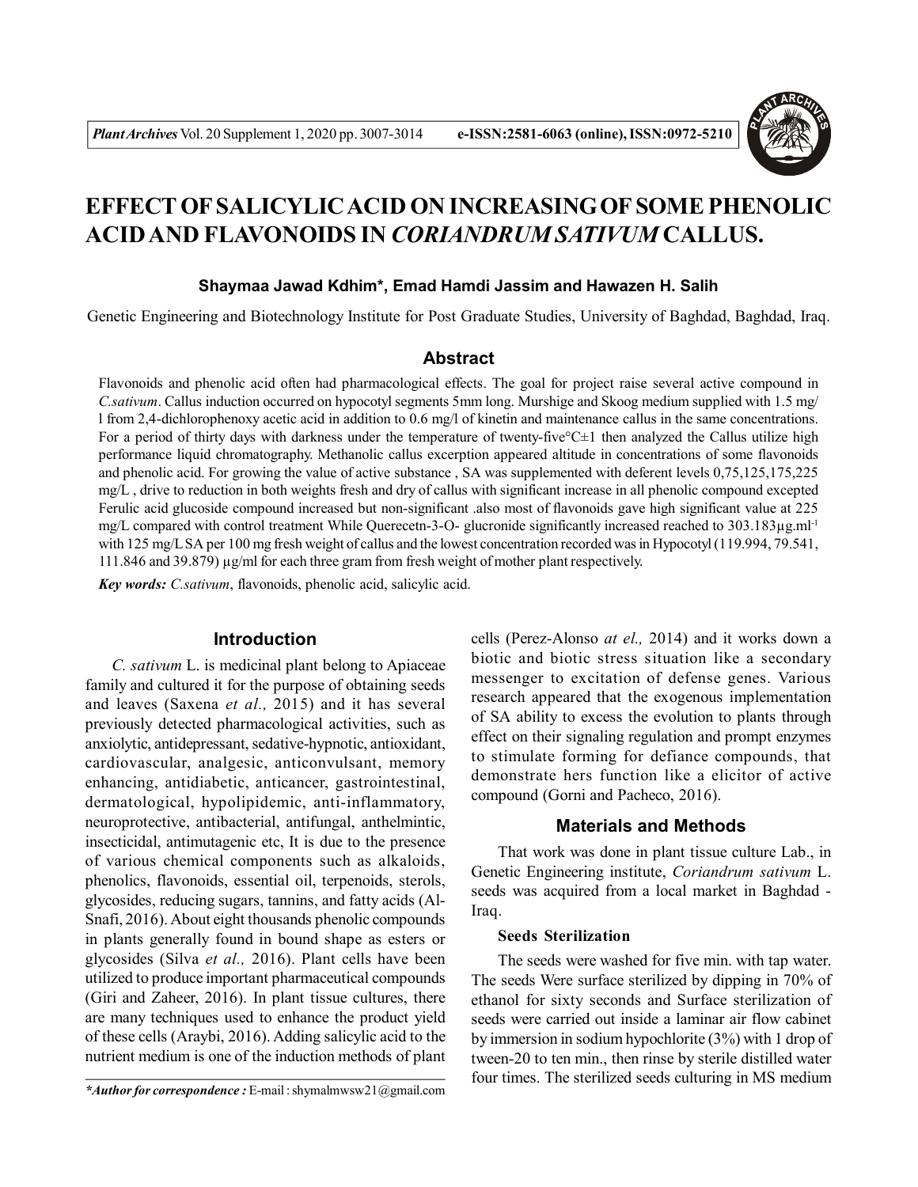# EFFECT OF SALICYLIC ACID ON INCREASING OF SOME PHENOLIC ACID AND FLAVONOIDS IN *CORIANDRUM SATIVUM* CALLUS.

**Shaymaa Jawad Kdhim\*, Emad Hamdi Jassim and Hawazen H. Salih**

Genetic Engineering and Biotechnology Institute for Post Graduate Studies, University of Baghdad, Baghdad, Iraq.

## Abstract

Flavonoids and phenolic acid often had pharmacological effects. The goal for project raise several active compound in *C.sativum*. Callus induction occurred on hypocotyl segments 5mm long. Murshige and Skoog medium supplied with 1.5 mg/l from 2,4-dichlorophenoxy acetic acid in addition to 0.6 mg/l of kinetin and maintenance callus in the same concentrations. For a period of thirty days with darkness under the temperature of twenty-five°C±1 then analyzed the Callus utilize high performance liquid chromatography. Methanolic callus excerption appeared altitude in concentrations of some flavonoids and phenolic acid. For growing the value of active substance , SA was supplemented with deferent levels 0,75,125,175,225 mg/L , drive to reduction in both weights fresh and dry of callus with significant increase in all phenolic compound excepted Ferulic acid glucoside compound increased but non-significant .also most of flavonoids gave high significant value at 225 mg/L compared with control treatment While Querecetn-3-O- glucronide significantly increased reached to 303.183µg.ml$^{-1}$ with 125 mg/L SA per 100 mg fresh weight of callus and the lowest concentration recorded was in Hypocotyl (119.994, 79.541, 111.846 and 39.879) µg/ml for each three gram from fresh weight of mother plant respectively.

***Key words:*** *C.sativum*, flavonoids, phenolic acid, salicylic acid.

## Introduction

*C. sativum* L. is medicinal plant belong to Apiaceae family and cultured it for the purpose of obtaining seeds and leaves (Saxena *et al.,* 2015) and it has several previously detected pharmacological activities, such as anxiolytic, antidepressant, sedative-hypnotic, antioxidant, cardiovascular, analgesic, anticonvulsant, memory enhancing, antidiabetic, anticancer, gastrointestinal, dermatological, hypolipidemic, anti-inflammatory, neuroprotective, antibacterial, antifungal, anthelmintic, insecticidal, antimutagenic etc, It is due to the presence of various chemical components such as alkaloids, phenolics, flavonoids, essential oil, terpenoids, sterols, glycosides, reducing sugars, tannins, and fatty acids (Al-Snafi, 2016). About eight thousands phenolic compounds in plants generally found in bound shape as esters or glycosides (Silva *et al.,* 2016). Plant cells have been utilized to produce important pharmaceutical compounds (Giri and Zaheer, 2016). In plant tissue cultures, there are many techniques used to enhance the product yield of these cells (Araybi, 2016). Adding salicylic acid to the nutrient medium is one of the induction methods of plant cells (Perez-Alonso *at el.,* 2014) and it works down a biotic and biotic stress situation like a secondary messenger to excitation of defense genes. Various research appeared that the exogenous implementation of SA ability to excess the evolution to plants through effect on their signaling regulation and prompt enzymes to stimulate forming for defiance compounds, that demonstrate hers function like a elicitor of active compound (Gorni and Pacheco, 2016).

## Materials and Methods

That work was done in plant tissue culture Lab., in Genetic Engineering institute, *Coriandrum sativum* L. seeds was acquired from a local market in Baghdad - Iraq.

### Seeds Sterilization

The seeds Were washed for five min. with tap water. The seeds Were surface sterilized by dipping in 70% of ethanol for sixty seconds and Surface sterilization of seeds were carried out inside a laminar air flow cabinet by immersion in sodium hypochlorite (3%) with 1 drop of tween-20 to ten min., then rinse by sterile distilled water four times. The sterilized seeds culturing in MS medium

*\*Author for correspondence :* E-mail : shymalmwsw21@gmail.com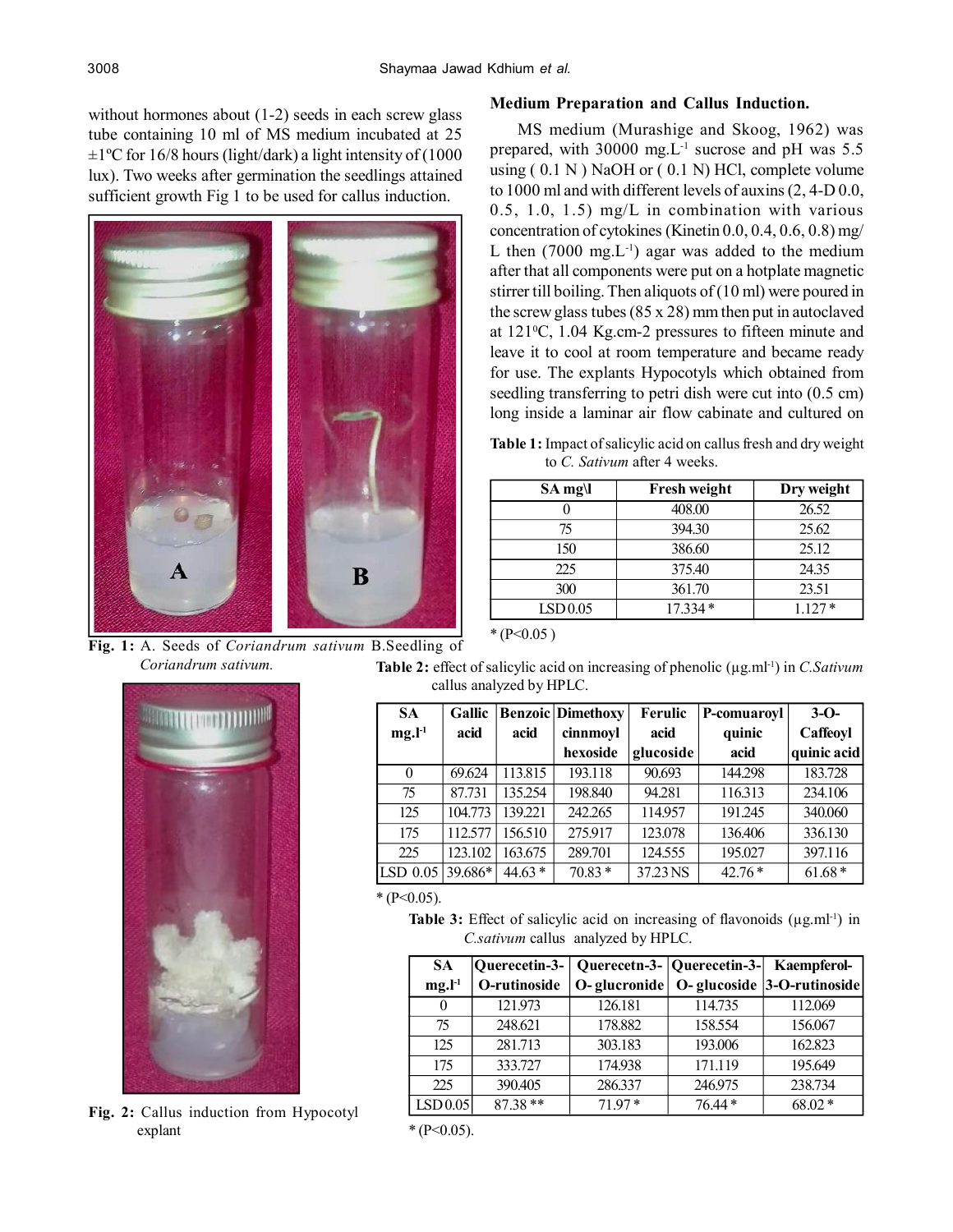without hormones about (1-2) seeds in each screw glass tube containing 10 ml of MS medium incubated at 25 ±1ºC for 16/8 hours (light/dark) a light intensity of (1000 lux). Two weeks after germination the seedlings attained sufficient growth Fig 1 to be used for callus induction.

**Fig. 1:** A. Seeds of *Coriandrum sativum* B.Seedling of *Coriandrum sativum.*

**Fig. 2:** Callus induction from Hypocotyl explant

### Medium Preparation and Callus Induction.

MS medium (Murashige and Skoog, 1962) was prepared, with 30000 mg.L$^{-1}$ sucrose and pH was 5.5 using ( 0.1 N ) NaOH or ( 0.1 N) HCl, complete volume to 1000 ml and with different levels of auxins (2, 4-D 0.0, 0.5, 1.0, 1.5) mg/L in combination with various concentration of cytokines (Kinetin 0.0, 0.4, 0.6, 0.8) mg/L then (7000 mg.L$^{-1}$) agar was added to the medium after that all components were put on a hotplate magnetic stirrer till boiling. Then aliquots of (10 ml) were poured in the screw glass tubes (85 x 28) mm then put in autoclaved at 121$^0$C, 1.04 Kg.cm-2 pressures to fifteen minute and leave it to cool at room temperature and became ready for use. The explants Hypocotyls which obtained from seedling transferring to petri dish were cut into (0.5 cm) long inside a laminar air flow cabinate and cultured on

**Table 1:** Impact of salicylic acid on callus fresh and dry weight to *C. Sativum* after 4 weeks.

| SA mg\l | Fresh weight | Dry weight |
|---|---|---|
| 0 | 408.00 | 26.52 |
| 75 | 394.30 | 25.62 |
| 150 | 386.60 | 25.12 |
| 225 | 375.40 | 24.35 |
| 300 | 361.70 | 23.51 |
| LSD 0.05 | 17.334 * | 1.127 * |

* (P<0.05 )

**Table 2:** effect of salicylic acid on increasing of phenolic (µg.ml$^{-1}$) in *C.Sativum* callus analyzed by HPLC.

| SA mg.l$^{-1}$ | Gallic acid | Benzoic acid | Dimethoxy cinnmoyl hexoside | Ferulic acid glucoside | P-comuaroyl quinic acid | 3-O-Caffeoyl quinic acid |
|---|---|---|---|---|---|---|
| 0 | 69.624 | 113.815 | 193.118 | 90.693 | 144.298 | 183.728 |
| 75 | 87.731 | 135.254 | 198.840 | 94.281 | 116.313 | 234.106 |
| 125 | 104.773 | 139.221 | 242.265 | 114.957 | 191.245 | 340.060 |
| 175 | 112.577 | 156.510 | 275.917 | 123.078 | 136.406 | 336.130 |
| 225 | 123.102 | 163.675 | 289.701 | 124.555 | 195.027 | 397.116 |
| LSD 0.05 | 39.686* | 44.63 * | 70.83 * | 37.23 NS | 42.76 * | 61.68 * |

* (P<0.05).

**Table 3:** Effect of salicylic acid on increasing of flavonoids (µg.ml$^{-1}$) in *C.sativum* callus analyzed by HPLC.

| SA mg.l$^{-1}$ | Querecetin-3-O-rutinoside | Querecetn-3-O- glucronide | Querecetin-3-O- glucoside | Kaempferol-3-O-rutinoside |
|---|---|---|---|---|
| 0 | 121.973 | 126.181 | 114.735 | 112.069 |
| 75 | 248.621 | 178.882 | 158.554 | 156.067 |
| 125 | 281.713 | 303.183 | 193.006 | 162.823 |
| 175 | 333.727 | 174.938 | 171.119 | 195.649 |
| 225 | 390.405 | 286.337 | 246.975 | 238.734 |
| LSD 0.05 | 87.38 ** | 71.97 * | 76.44 * | 68.02 * |

* (P<0.05).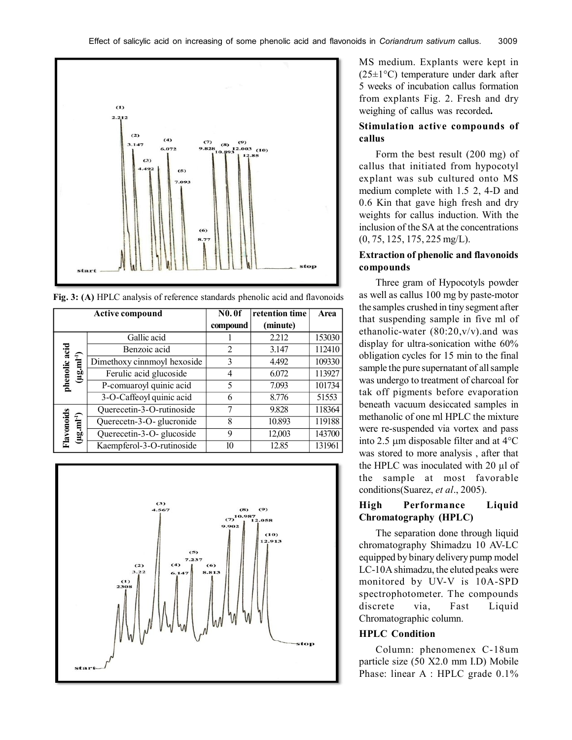Fig. 3: (A) HPLC analysis of reference standards phenolic acid and flavonoids

| Active compound | | N0. 0f compound | retention time (minute) | Area |
|---|---|---|---|---|
| phenolic acid ($\mu g.ml^{-1}$) | Gallic acid | 1 | 2.212 | 153030 |
| | Benzoic acid | 2 | 3.147 | 112410 |
| | Dimethoxy cinnmoyl hexoside | 3 | 4.492 | 109330 |
| | Ferulic acid glucoside | 4 | 6.072 | 113927 |
| | P-comuaroyl quinic acid | 5 | 7.093 | 101734 |
| | 3-O-Caffeoyl quinic acid | 6 | 8.776 | 51553 |
| Flavonoids ($\mu g.ml^{-1}$) | Querecetin-3-O-rutinoside | 7 | 9.828 | 118364 |
| | Querecetn-3-O- glucronide | 8 | 10.893 | 119188 |
| | Querecetin-3-O- glucoside | 9 | 12,003 | 143700 |
| | Kaempferol-3-O-rutinoside | 10 | 12.85 | 131961 |

MS medium. Explants were kept in (25±1°C) temperature under dark after 5 weeks of incubation callus formation from explants Fig. 2. Fresh and dry weighing of callus was recorded**.**

### Stimulation active compounds of callus

Form the best result (200 mg) of callus that initiated from hypocotyl explant was sub cultured onto MS medium complete with 1.5 2, 4-D and 0.6 Kin that gave high fresh and dry weights for callus induction. With the inclusion of the SA at the concentrations (0, 75, 125, 175, 225 mg/L).

### Extraction of phenolic and flavonoids compounds

Three gram of Hypocotyls powder as well as callus 100 mg by paste-motor the samples crushed in tiny segment after that suspending sample in five ml of ethanolic-water (80:20,v/v).and was display for ultra-sonication withe 60% obligation cycles for 15 min to the final sample the pure supernatant of all sample was undergo to treatment of charcoal for tak off pigments before evaporation beneath vacuum desiccated samples in methanolic of one ml HPLC the mixture were re-suspended via vortex and pass into 2.5 µm disposable filter and at 4°C was stored to more analysis , after that the HPLC was inoculated with 20 µl of the sample at most favorable conditions(Suarez, *et al*., 2005).

### High Performance Liquid Chromatography (HPLC)

The separation done through liquid chromatography Shimadzu 10 AV-LC equipped by binary delivery pump model LC-10A shimadzu, the eluted peaks were monitored by UV-V is 10A-SPD spectrophotometer. The compounds discrete via, Fast Liquid Chromatographic column.

### HPLC Condition

Column: phenomenex C-18um particle size (50 X2.0 mm I.D) Mobile Phase: linear A : HPLC grade 0.1%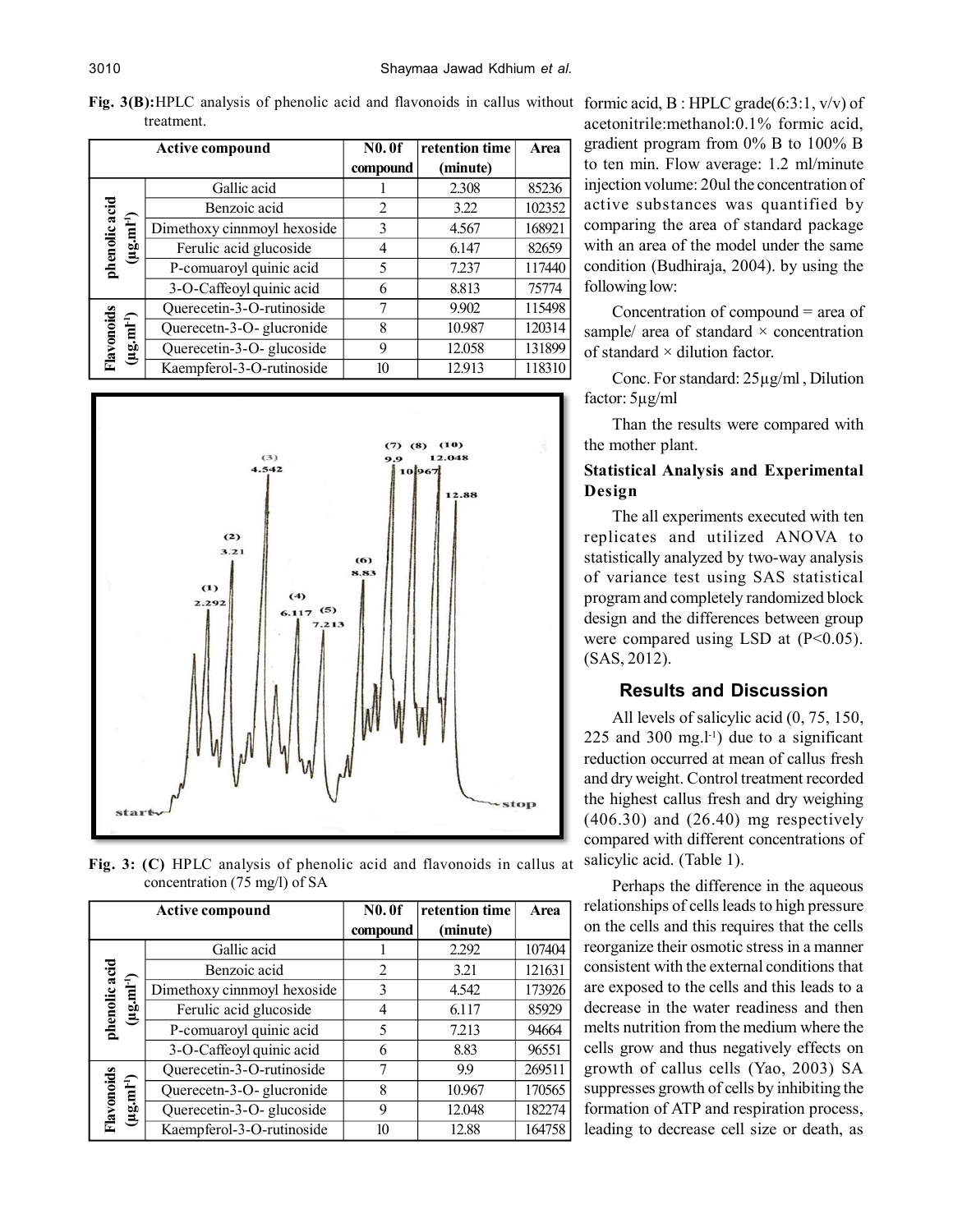**Fig. 3(B):** HPLC analysis of phenolic acid and flavonoids in callus without treatment.

| Active compound | | N0. 0f compound | retention time (minute) | Area |
|---|---|---|---|---|
| phenolic acid ($\mu g.ml^{-1}$) | Gallic acid | 1 | 2.308 | 85236 |
| | Benzoic acid | 2 | 3.22 | 102352 |
| | Dimethoxy cinnmoyl hexoside | 3 | 4.567 | 168921 |
| | Ferulic acid glucoside | 4 | 6.147 | 82659 |
| | P-comuaroyl quinic acid | 5 | 7.237 | 117440 |
| | 3-O-Caffeoyl quinic acid | 6 | 8.813 | 75774 |
| Flavonoids ($\mu g.ml^{-1}$) | Querecetin-3-O-rutinoside | 7 | 9.902 | 115498 |
| | Querecetn-3-O- glucronide | 8 | 10.987 | 120314 |
| | Querecetin-3-O- glucoside | 9 | 12.058 | 131899 |
| | Kaempferol-3-O-rutinoside | 10 | 12.913 | 118310 |

**Fig. 3: (C)** HPLC analysis of phenolic acid and flavonoids in callus at concentration (75 mg/l) of SA

| Active compound | | N0. 0f compound | retention time (minute) | Area |
|---|---|---|---|---|
| phenolic acid ($\mu g.ml^{-1}$) | Gallic acid | 1 | 2.292 | 107404 |
| | Benzoic acid | 2 | 3.21 | 121631 |
| | Dimethoxy cinnmoyl hexoside | 3 | 4.542 | 173926 |
| | Ferulic acid glucoside | 4 | 6.117 | 85929 |
| | P-comuaroyl quinic acid | 5 | 7.213 | 94664 |
| | 3-O-Caffeoyl quinic acid | 6 | 8.83 | 96551 |
| Flavonoids ($\mu g.ml^{-1}$) | Querecetin-3-O-rutinoside | 7 | 9.9 | 269511 |
| | Querecetn-3-O- glucronide | 8 | 10.967 | 170565 |
| | Querecetin-3-O- glucoside | 9 | 12.048 | 182274 |
| | Kaempferol-3-O-rutinoside | 10 | 12.88 | 164758 |

formic acid, B : HPLC grade(6:3:1, v/v) of acetonitrile:methanol:0.1% formic acid, gradient program from 0% B to 100% B to ten min. Flow average: 1.2 ml/minute injection volume: 20ul the concentration of active substances was quantified by comparing the area of standard package with an area of the model under the same condition (Budhiraja, 2004). by using the following low:

Concentration of compound = area of sample/ area of standard × concentration of standard × dilution factor.

Conc. For standard: 25µg/ml , Dilution factor: 5µg/ml

Than the results were compared with the mother plant.

### Statistical Analysis and Experimental Design

The all experiments executed with ten replicates and utilized ANOVA to statistically analyzed by two-way analysis of variance test using SAS statistical program and completely randomized block design and the differences between group were compared using LSD at ($P<0.05$). (SAS, 2012).

## Results and Discussion

All levels of salicylic acid (0, 75, 150, 225 and 300 $mg.l^{-1}$) due to a significant reduction occurred at mean of callus fresh and dry weight. Control treatment recorded the highest callus fresh and dry weighing (406.30) and (26.40) mg respectively compared with different concentrations of salicylic acid. (Table 1).

Perhaps the difference in the aqueous relationships of cells leads to high pressure on the cells and this requires that the cells reorganize their osmotic stress in a manner consistent with the external conditions that are exposed to the cells and this leads to a decrease in the water readiness and then melts nutrition from the medium where the cells grow and thus negatively effects on growth of callus cells (Yao, 2003) SA suppresses growth of cells by inhibiting the formation of ATP and respiration process, leading to decrease cell size or death, as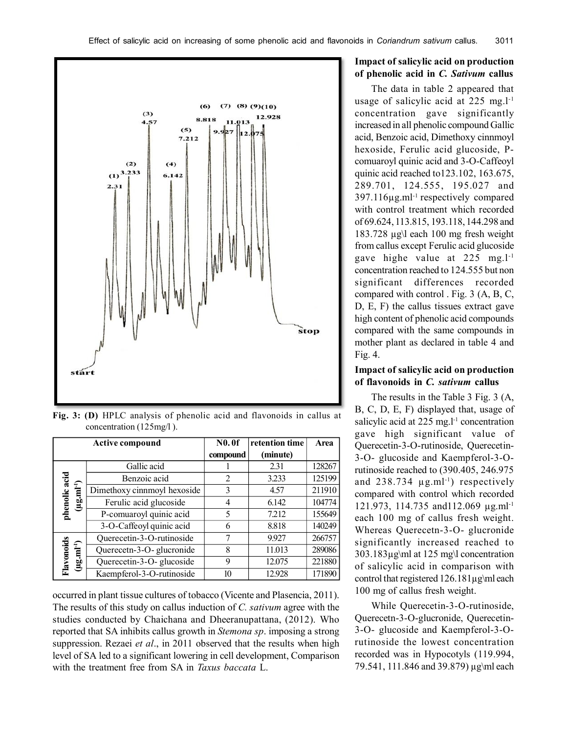Fig. 3: **(D)** HPLC analysis of phenolic acid and flavonoids in callus at concentration (125mg/l ).

| Active compound | | N0. 0f compound | retention time (minute) | Area |
|---|---|---|---|---|
| phenolic acid ($\mu g.ml^{-1}$) | Gallic acid | 1 | 2.31 | 128267 |
| | Benzoic acid | 2 | 3.233 | 125199 |
| | Dimethoxy cinnmoyl hexoside | 3 | 4.57 | 211910 |
| | Ferulic acid glucoside | 4 | 6.142 | 104774 |
| | P-comuaroyl quinic acid | 5 | 7.212 | 155649 |
| | 3-O-Caffeoyl quinic acid | 6 | 8.818 | 140249 |
| Flavonoids ($\mu g.ml^{-1}$) | Querecetin-3-O-rutinoside | 7 | 9.927 | 266757 |
| | Querecetn-3-O- glucronide | 8 | 11.013 | 289086 |
| | Querecetin-3-O- glucoside | 9 | 12.075 | 221880 |
| | Kaempferol-3-O-rutinoside | 10 | 12.928 | 171890 |

occurred in plant tissue cultures of tobacco (Vicente and Plasencia, 2011). The results of this study on callus induction of *C. sativum* agree with the studies conducted by Chaichana and Dheeranupattana, (2012). Who reported that SA inhibits callus growth in *Stemona sp*. imposing a strong suppression. Rezaei *et al*., in 2011 observed that the results when high level of SA led to a significant lowering in cell development, Comparison with the treatment free from SA in *Taxus baccata* L.

### Impact of salicylic acid on production of phenolic acid in *C. Sativum* callus

The data in table 2 appeared that usage of salicylic acid at 225 $mg.l^{-1}$ concentration gave significantly increased in all phenolic compound Gallic acid, Benzoic acid, Dimethoxy cinnmoyl hexoside, Ferulic acid glucoside, P-comuaroyl quinic acid and 3-O-Caffeoyl quinic acid reached to123.102, 163.675, 289.701, 124.555, 195.027 and 397.116$\mu g.ml^{-1}$ respectively compared with control treatment which recorded of 69.624, 113.815, 193.118, 144.298 and 183.728 µg\l each 100 mg fresh weight from callus except Ferulic acid glucoside gave highe value at 225 $mg.l^{-1}$ concentration reached to 124.555 but non significant differences recorded compared with control . Fig. 3 (A, B, C, D, E, F) the callus tissues extract gave high content of phenolic acid compounds compared with the same compounds in mother plant as declared in table 4 and Fig. 4.

### Impact of salicylic acid on production of flavonoids in *C. sativum* callus

The results in the Table 3 Fig. 3 (A, B, C, D, E, F) displayed that, usage of salicylic acid at 225 $mg.l^{-1}$ concentration gave high significant value of Querecetin-3-O-rutinoside, Querecetin-3-O- glucoside and Kaempferol-3-O-rutinoside reached to (390.405, 246.975 and 238.734 $\mu g.ml^{-1}$) respectively compared with control which recorded 121.973, 114.735 and112.069 $\mu g.ml^{-1}$ each 100 mg of callus fresh weight. Whereas Querecetn-3-O- glucronide significantly increased reached to 303.183µg\ml at 125 mg\l concentration of salicylic acid in comparison with control that registered 126.181µg\ml each 100 mg of callus fresh weight.

While Querecetin-3-O-rutinoside, Querecetn-3-O-glucronide, Querecetin-3-O- glucoside and Kaempferol-3-O-rutinoside the lowest concentration recorded was in Hypocotyls (119.994, 79.541, 111.846 and 39.879) µg\ml each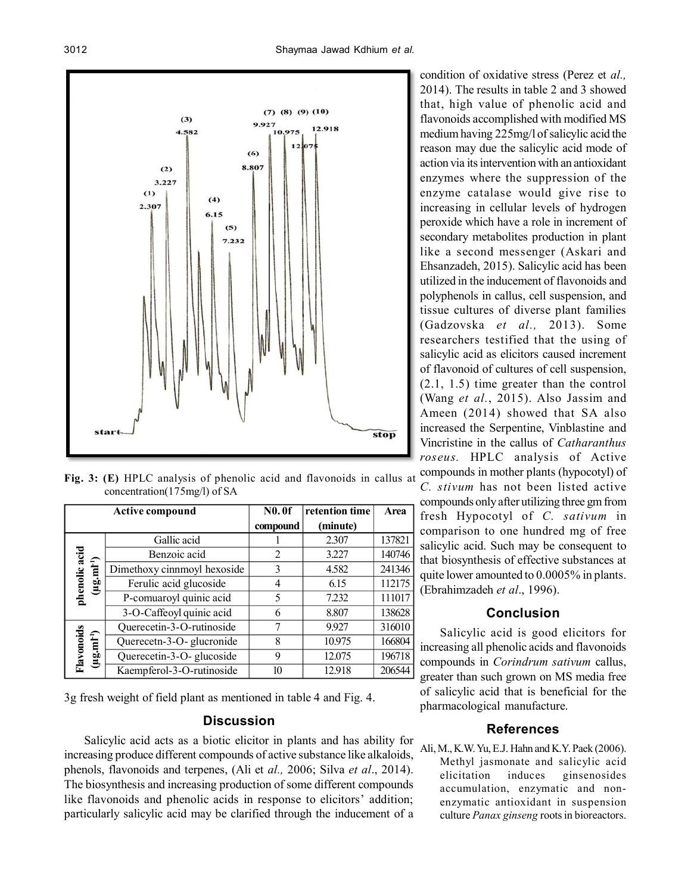**Fig. 3: (E)** HPLC analysis of phenolic acid and flavonoids in callus at concentration(175mg/l) of SA

| Active compound | | N0. 0f compound | retention time (minute) | Area |
|---|---|---|---|---|
| phenolic acid ($\mu g.ml^{-1}$) | Gallic acid | 1 | 2.307 | 137821 |
| | Benzoic acid | 2 | 3.227 | 140746 |
| | Dimethoxy cinnmoyl hexoside | 3 | 4.582 | 241346 |
| | Ferulic acid glucoside | 4 | 6.15 | 112175 |
| | P-comuaroyl quinic acid | 5 | 7.232 | 111017 |
| | 3-O-Caffeoyl quinic acid | 6 | 8.807 | 138628 |
| Flavonoids ($\mu g.ml^{-1}$) | Querecetin-3-O-rutinoside | 7 | 9.927 | 316010 |
| | Querecetn-3-O- glucronide | 8 | 10.975 | 166804 |
| | Querecetin-3-O- glucoside | 9 | 12.075 | 196718 |
| | Kaempferol-3-O-rutinoside | 10 | 12.918 | 206544 |

3g fresh weight of field plant as mentioned in table 4 and Fig. 4.

## Discussion

Salicylic acid acts as a biotic elicitor in plants and has ability for increasing produce different compounds of active substance like alkaloids, phenols, flavonoids and terpenes, (Ali et *al.,* 2006; Silva *et al*., 2014). The biosynthesis and increasing production of some different compounds like flavonoids and phenolic acids in response to elicitors' addition; particularly salicylic acid may be clarified through the inducement of a condition of oxidative stress (Perez et *al.,* 2014). The results in table 2 and 3 showed that, high value of phenolic acid and flavonoids accomplished with modified MS medium having 225mg/l of salicylic acid the reason may due the salicylic acid mode of action via its intervention with an antioxidant enzymes where the suppression of the enzyme catalase would give rise to increasing in cellular levels of hydrogen peroxide which have a role in increment of secondary metabolites production in plant like a second messenger (Askari and Ehsanzadeh, 2015). Salicylic acid has been utilized in the inducement of flavonoids and polyphenols in callus, cell suspension, and tissue cultures of diverse plant families (Gadzovska *et al.,* 2013). Some researchers testified that the using of salicylic acid as elicitors caused increment of flavonoid of cultures of cell suspension, (2.1, 1.5) time greater than the control (Wang *et al.*, 2015). Also Jassim and Ameen (2014) showed that SA also increased the Serpentine, Vinblastine and Vincristine in the callus of *Catharanthus roseus.* HPLC analysis of Active compounds in mother plants (hypocotyl) of *C. stivum* has not been listed active compounds only after utilizing three gm from fresh Hypocotyl of *C. sativum* in comparison to one hundred mg of free salicylic acid. Such may be consequent to that biosynthesis of effective substances at quite lower amounted to 0.0005% in plants. (Ebrahimzadeh *et al*., 1996).

## Conclusion

Salicylic acid is good elicitors for increasing all phenolic acids and flavonoids compounds in *Corindrum sativum* callus, greater than such grown on MS media free of salicylic acid that is beneficial for the pharmacological manufacture.

## References

Ali, M., K.W. Yu, E.J. Hahn and K.Y. Paek (2006). Methyl jasmonate and salicylic acid elicitation induces ginsenosides accumulation, enzymatic and non-enzymatic antioxidant in suspension culture *Panax ginseng* roots in bioreactors.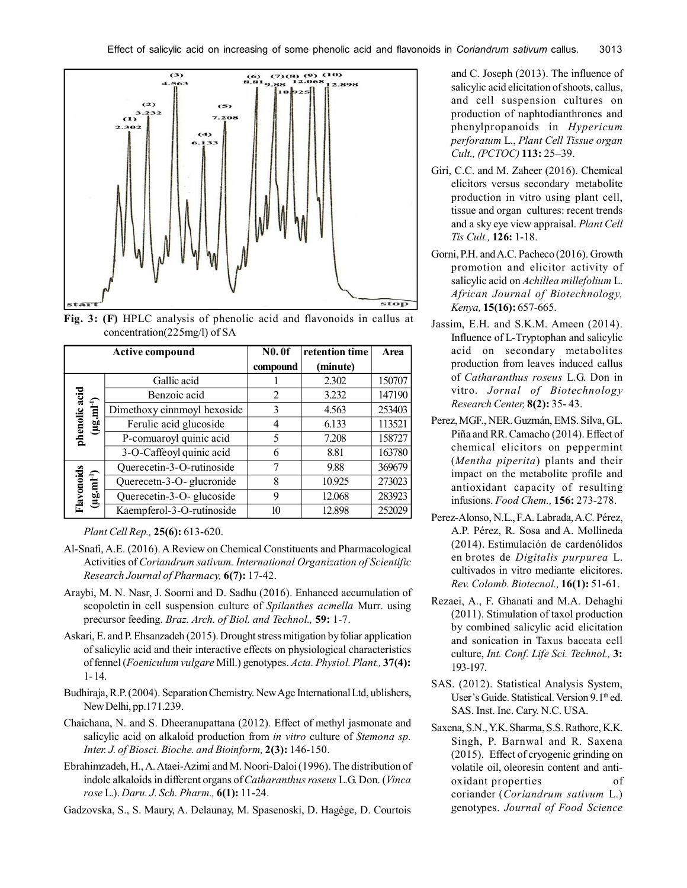Fig. 3: (F) HPLC analysis of phenolic acid and flavonoids in callus at concentration(225mg/l) of SA

| Active compound | | N0. 0f compound | retention time (minute) | Area |
|---|---|---|---|---|
| phenolic acid (µg.ml$^{-1}$) | Gallic acid | 1 | 2.302 | 150707 |
| | Benzoic acid | 2 | 3.232 | 147190 |
| | Dimethoxy cinnmoyl hexoside | 3 | 4.563 | 253403 |
| | Ferulic acid glucoside | 4 | 6.133 | 113521 |
| | P-comuaroyl quinic acid | 5 | 7.208 | 158727 |
| | 3-O-Caffeoyl quinic acid | 6 | 8.81 | 163780 |
| Flavonoids (µg.ml$^{-1}$) | Querecetin-3-O-rutinoside | 7 | 9.88 | 369679 |
| | Querecetn-3-O- glucronide | 8 | 10.925 | 273023 |
| | Querecetin-3-O- glucoside | 9 | 12.068 | 283923 |
| | Kaempferol-3-O-rutinoside | 10 | 12.898 | 252029 |

*Plant Cell Rep.,* **25(6):** 613-620.

Al-Snafi, A.E. (2016). A Review on Chemical Constituents and Pharmacological Activities of *Coriandrum sativum. International Organization of Scientific Research Journal of Pharmacy,* **6(7):** 17-42.

Araybi, M. N. Nasr, J. Soorni and D. Sadhu (2016). Enhanced accumulation of scopoletin in cell suspension culture of *Spilanthes acmella* Murr. using precursor feeding. *Braz. Arch. of Biol. and Technol.,* **59:** 1-7.

Askari, E. and P. Ehsanzadeh (2015). Drought stress mitigation by foliar application of salicylic acid and their interactive effects on physiological characteristics of fennel (*Foeniculum vulgare* Mill.) genotypes. *Acta. Physiol. Plant.,* **37(4):** 1- 14.

Budhiraja, R.P. (2004). Separation Chemistry. New Age International Ltd, ublishers, New Delhi, pp.171.239.

Chaichana, N. and S. Dheeranupattana (2012). Effect of methyl jasmonate and salicylic acid on alkaloid production from *in vitro* culture of *Stemona sp. Inter. J. of Biosci. Bioche. and Bioinform,* **2(3):** 146-150.

Ebrahimzadeh, H., A. Ataei-Azimi and M. Noori-Daloi (1996). The distribution of indole alkaloids in different organs of *Catharanthus roseus* L.G. Don. (*Vinca rose* L.). *Daru. J. Sch. Pharm.,* **6(1):** 11-24.

Gadzovska, S., S. Maury, A. Delaunay, M. Spasenoski, D. Hagège, D. Courtois and C. Joseph (2013). The influence of salicylic acid elicitation of shoots, callus, and cell suspension cultures on production of naphtodianthrones and phenylpropanoids in *Hypericum perforatum* L., *Plant Cell Tissue organ Cult., (PCTOC)* **113:** 25–39.

Giri, C.C. and M. Zaheer (2016). Chemical elicitors versus secondary metabolite production in vitro using plant cell, tissue and organ cultures: recent trends and a sky eye view appraisal. *Plant Cell Tis Cult.,* **126:** 1-18.

Gorni, P.H. and A.C. Pacheco (2016). Growth promotion and elicitor activity of salicylic acid on *Achillea millefolium* L. *African Journal of Biotechnology, Kenya,* **15(16):** 657-665.

Jassim, E.H. and S.K.M. Ameen (2014). Influence of L-Tryptophan and salicylic acid on secondary metabolites production from leaves induced callus of *Catharanthus roseus* L.G. Don in vitro. *Jornal of Biotechnology Research Center,* **8(2):** 35- 43.

Perez, MGF., NER. Guzmán, EMS. Silva, GL. Piña and RR. Camacho (2014). Effect of chemical elicitors on peppermint (*Mentha piperita*) plants and their impact on the metabolite profile and antioxidant capacity of resulting infusions. *Food Chem.,* **156:** 273-278.

Perez-Alonso, N.L., F.A. Labrada, A.C. Pérez, A.P. Pérez, R. Sosa and A. Mollineda (2014). Estimulación de cardenólidos en brotes de *Digitalis purpurea* L. cultivados in vitro mediante elicitores. *Rev. Colomb. Biotecnol.,* **16(1):** 51-61.

Rezaei, A., F. Ghanati and M.A. Dehaghi (2011). Stimulation of taxol production by combined salicylic acid elicitation and sonication in Taxus baccata cell culture, *Int. Conf. Life Sci. Technol.,* **3:** 193-197.

SAS. (2012). Statistical Analysis System, User's Guide. Statistical. Version 9.1th ed. SAS. Inst. Inc. Cary. N.C. USA.

Saxena, S.N., Y.K. Sharma, S.S. Rathore, K.K. Singh, P. Barnwal and R. Saxena (2015). Effect of cryogenic grinding on volatile oil, oleoresin content and anti-oxidant properties of coriander (*Coriandrum sativum* L.) genotypes. *Journal of Food Science*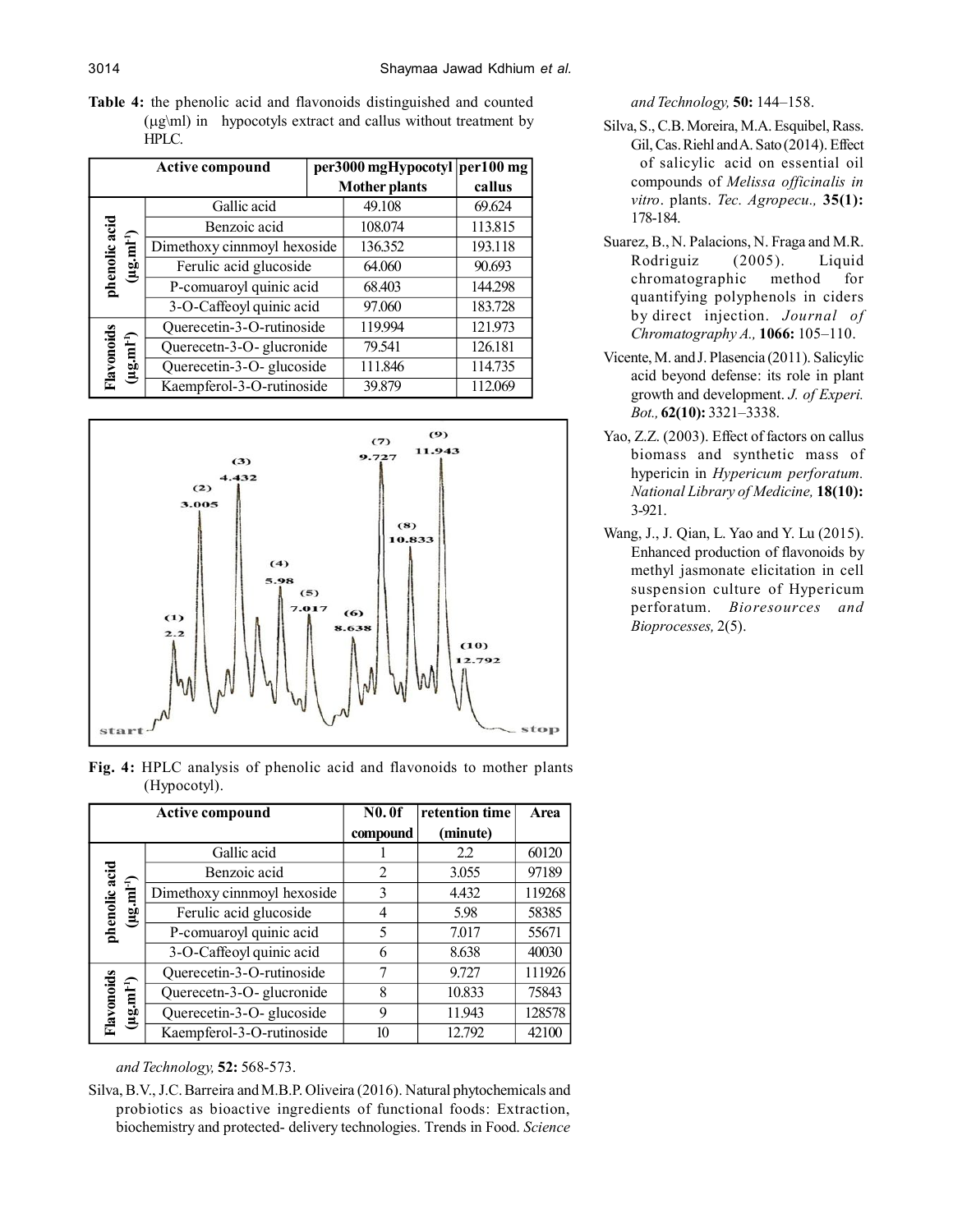**Table 4:** the phenolic acid and flavonoids distinguished and counted (μg\ml) in hypocotyls extract and callus without treatment by HPLC.

| Active compound | | per3000 mgHypocotyl Mother plants | per100 mg callus |
|---|---|---|---|
| phenolic acid ($\mu g.ml^{-1}$) | Gallic acid | 49.108 | 69.624 |
| | Benzoic acid | 108.074 | 113.815 |
| | Dimethoxy cinnmoyl hexoside | 136.352 | 193.118 |
| | Ferulic acid glucoside | 64.060 | 90.693 |
| | P-comuaroyl quinic acid | 68.403 | 144.298 |
| | 3-O-Caffeoyl quinic acid | 97.060 | 183.728 |
| Flavonoids ($\mu g.ml^{-1}$) | Querecetin-3-O-rutinoside | 119.994 | 121.973 |
| | Querecetn-3-O- glucronide | 79.541 | 126.181 |
| | Querecetin-3-O- glucoside | 111.846 | 114.735 |
| | Kaempferol-3-O-rutinoside | 39.879 | 112.069 |

(1)
2.2
(2)
3.005
(3)
4.432
(4)
5.98
(5)
7.017
(6)
8.638
(7)
9.727
(8)
10.833
(9)
11.943
(10)
12.792
start
stop

**Fig. 4:** HPLC analysis of phenolic acid and flavonoids to mother plants (Hypocotyl).

| Active compound | | N0. 0f compound | retention time (minute) | Area |
|---|---|---|---|---|
| phenolic acid ($\mu g.ml^{-1}$) | Gallic acid | 1 | 2.2 | 60120 |
| | Benzoic acid | 2 | 3.055 | 97189 |
| | Dimethoxy cinnmoyl hexoside | 3 | 4.432 | 119268 |
| | Ferulic acid glucoside | 4 | 5.98 | 58385 |
| | P-comuaroyl quinic acid | 5 | 7.017 | 55671 |
| | 3-O-Caffeoyl quinic acid | 6 | 8.638 | 40030 |
| Flavonoids ($\mu g.ml^{-1}$) | Querecetin-3-O-rutinoside | 7 | 9.727 | 111926 |
| | Querecetn-3-O- glucronide | 8 | 10.833 | 75843 |
| | Querecetin-3-O- glucoside | 9 | 11.943 | 128578 |
| | Kaempferol-3-O-rutinoside | 10 | 12.792 | 42100 |

*and Technology,* **52:** 568-573.

Silva, B.V., J.C. Barreira and M.B.P. Oliveira (2016). Natural phytochemicals and probiotics as bioactive ingredients of functional foods: Extraction, biochemistry and protected- delivery technologies. Trends in Food. *Science and Technology,* **50:** 144–158.

Silva, S., C.B. Moreira, M.A. Esquibel, Rass. Gil, Cas. Riehl and A. Sato (2014). Effect of salicylic acid on essential oil compounds of *Melissa officinalis in vitro*. plants. *Tec. Agropecu.,* **35(1):** 178-184.

Suarez, B., N. Palacions, N. Fraga and M.R. Rodriguiz (2005). Liquid chromatographic method for quantifying polyphenols in ciders by direct injection. *Journal of Chromatography A.,* **1066:** 105–110.

Vicente, M. and J. Plasencia (2011). Salicylic acid beyond defense: its role in plant growth and development. *J. of Experi. Bot.,* **62(10):** 3321–3338.

Yao, Z.Z. (2003). Effect of factors on callus biomass and synthetic mass of hypericin in *Hypericum perforatum. National Library of Medicine,* **18(10):** 3-921.

Wang, J., J. Qian, L. Yao and Y. Lu (2015). Enhanced production of flavonoids by methyl jasmonate elicitation in cell suspension culture of Hypericum perforatum. *Bioresources and Bioprocesses,* 2(5).